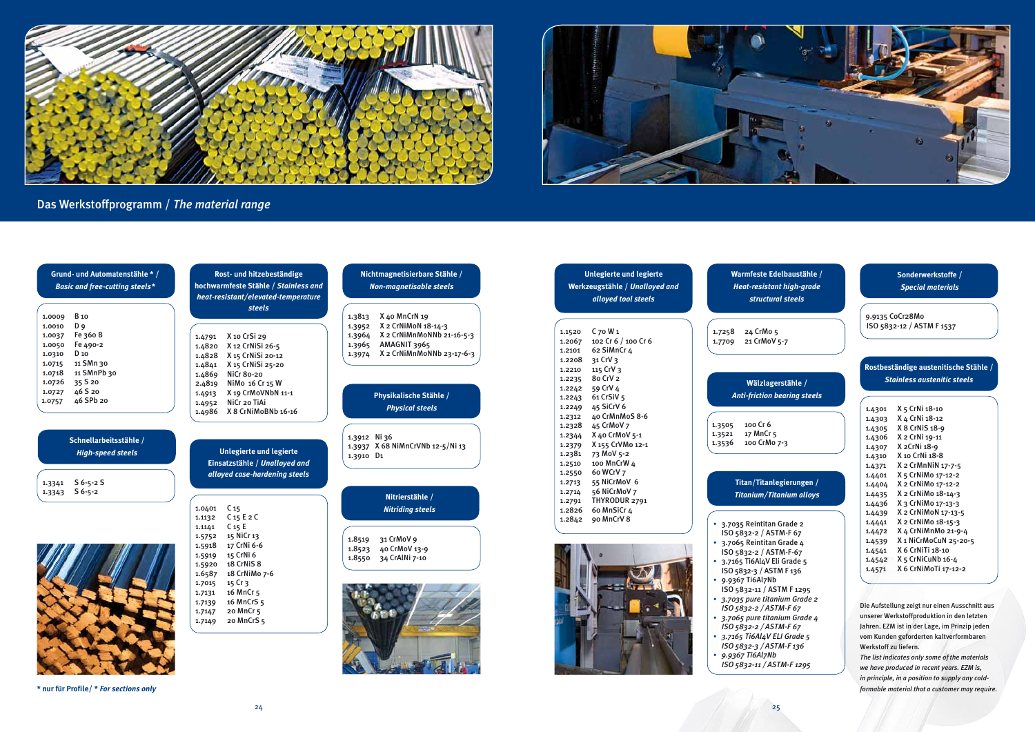## Das Werkstoffprogramm / *The material range*

### Grund- und Automatenstähle * / *Basic and free-cutting steels**

| | |
|---|---|
| 1.0009 | B 10 |
| 1.0010 | D 9 |
| 1.0037 | Fe 360 B |
| 1.0050 | Fe 490-2 |
| 1.0310 | D 10 |
| 1.0715 | 11 SMn 30 |
| 1.0718 | 11 SMnPb 30 |
| 1.0726 | 35 S 20 |
| 1.0727 | 46 S 20 |
| 1.0757 | 46 SPb 20 |

### Schnellarbeitsstähle / *High-speed steels*

| | |
|---|---|
| 1.3341 | S 6-5-2 S |
| 1.3343 | S 6-5-2 |

\* nur für Profile/ *\* For sections only*

### Rost- und hitzebeständige hochwarmfeste Stähle / *Stainless and heat-resistant/elevated-temperature steels*

| | |
|---|---|
| 1.4791 | X 10 CrSi 29 |
| 1.4820 | X 12 CrNiSi 26-5 |
| 1.4828 | X 15 CrNiSi 20-12 |
| 1.4841 | X 15 CrNiSi 25-20 |
| 1.4869 | NiCr 80-20 |
| 2.4819 | NiMo 16 Cr 15 W |
| 1.4913 | X 19 CrMoVNbN 11-1 |
| 1.4952 | NiCr 20 TiAi |
| 1.4986 | X 8 CrNiMoBNb 16-16 |

### Unlegierte und legierte Einsatzstähle / *Unalloyed and alloyed case-hardening steels*

| | |
|---|---|
| 1.0401 | C 15 |
| 1.1132 | C 15 E 2 C |
| 1.1141 | C 15 E |
| 1.5752 | 15 NiCr 13 |
| 1.5918 | 17 CrNi 6-6 |
| 1.5919 | 15 CrNi 6 |
| 1.5920 | 18 CrNiS 8 |
| 1.6587 | 18 CrNiMo 7-6 |
| 1.7015 | 15 Cr 3 |
| 1.7131 | 16 MnCr 5 |
| 1.7139 | 16 MnCrS 5 |
| 1.7147 | 20 MnCr 5 |
| 1.7149 | 20 MnCrS 5 |

### Nichtmagnetisierbare Stähle / *Non-magnetisable steels*

| | |
|---|---|
| 1.3813 | X 40 MnCrN 19 |
| 1.3952 | X 2 CrNiMoN 18-14-3 |
| 1.3964 | X 2 CrNiMnMoNNb 21-16-5-3 |
| 1.3965 | AMAGNIT 3965 |
| 1.3974 | X 2 CrNiMnMoNNb 23-17-6-3 |

### Physikalische Stähle / *Physical steels*

| | |
|---|---|
| 1.3912 | Ni 36 |
| 1.3937 | X 68 NiMnCrVNb 12-5/Ni 13 |
| 1.3910 | D1 |

### Nitrierstähle / *Nitriding steels*

| | |
|---|---|
| 1.8519 | 31 CrMoV 9 |
| 1.8523 | 40 CrMoV 13-9 |
| 1.8550 | 34 CrAlNi 7-10 |

### Unlegierte und legierte Werkzeugstähle / *Unalloyed and alloyed tool steels*

| | |
|---|---|
| 1.1520 | C 70 W 1 |
| 1.2067 | 102 Cr 6 / 100 Cr 6 |
| 1.2101 | 62 SiMnCr 4 |
| 1.2208 | 31 CrV 3 |
| 1.2210 | 115 CrV 3 |
| 1.2235 | 80 CrV 2 |
| 1.2242 | 59 CrV 4 |
| 1.2243 | 61 CrSiV 5 |
| 1.2249 | 45 SiCrV 6 |
| 1.2312 | 40 CrMnMoS 8-6 |
| 1.2328 | 45 CrMoV 7 |
| 1.2344 | X 40 CrMoV 5-1 |
| 1.2379 | X 155 CrVMo 12-1 |
| 1.2381 | 73 MoV 5-2 |
| 1.2510 | 100 MnCrW 4 |
| 1.2550 | 60 WCrV 7 |
| 1.2713 | 55 NiCrMoV 6 |
| 1.2714 | 56 NiCrMoV 7 |
| 1.2791 | THYRODUR 2791 |
| 1.2826 | 60 MnSiCr 4 |
| 1.2842 | 90 MnCrV 8 |

### Warmfeste Edelbaustähle / *Heat-resistant high-grade structural steels*

| | |
|---|---|
| 1.7258 | 24 CrMo 5 |
| 1.7709 | 21 CrMoV 5-7 |

### Wälzlagerstähle / *Anti-friction bearing steels*

| | |
|---|---|
| 1.3505 | 100 Cr 6 |
| 1.3521 | 17 MnCr 5 |
| 1.3536 | 100 CrMo 7-3 |

### Titan/Titanlegierungen / *Titanium/Titanium alloys*

- 3.7035 Reintitan Grade 2 ISO 5832-2 / ASTM-F 67
- 3.7065 Reintitan Grade 4 ISO 5832-2 / ASTM-F-67
- 3.7165 Ti6Al4V Eli Grade 5 ISO 5832-3 / ASTM F 136
- 9.9367 Ti6Al7Nb ISO 5832-11 / ASTM F 1295
- *3.7035 pure titanium Grade 2 ISO 5832-2 / ASTM-F 67*
- *3.7065 pure titanium Grade 4 ISO 5832-2 / ASTM-F 67*
- *3.7165 Ti6Al4V ELI Grade 5 ISO 5832-3 / ASTM-F 136*
- *9.9367 Ti6Al7Nb ISO 5832-11 / ASTM-F 1295*

### Sonderwerkstoffe / *Special materials*

9.9135 CoCr28Mo
ISO 5832-12 / ASTM F 1537

### Rostbeständige austenitische Stähle / *Stainless austenitic steels*

| | |
|---|---|
| 1.4301 | X 5 CrNi 18-10 |
| 1.4303 | X 4 CrNi 18-12 |
| 1.4305 | X 8 CrNiS 18-9 |
| 1.4306 | X 2 CrNi 19-11 |
| 1.4307 | X 2crNi 18-9 |
| 1.4310 | X 10 CrNi 18-8 |
| 1.4371 | X 2 CrMnNiN 17-7-5 |
| 1.4401 | X 5 CrNiMo 17-12-2 |
| 1.4404 | X 2 CrNiMo 17-12-2 |
| 1.4435 | X 2 CrNiMo 18-14-3 |
| 1.4436 | X 3 CrNiMo 17-13-3 |
| 1.4439 | X 2 CrNiMoN 17-13-5 |
| 1.4441 | X 2 CrNiMo 18-15-3 |
| 1.4472 | X 4 CrNiMnMo 21-9-4 |
| 1.4539 | X 1 NiCrMoCuN 25-20-5 |
| 1.4541 | X 6 CrNiTi 18-10 |
| 1.4542 | X 5 CrNiCuNb 16-4 |
| 1.4571 | X 6 CrNiMoTi 17-12-2 |

Die Aufstellung zeigt nur einen Ausschnitt aus unserer Werkstoffproduktion in den letzten Jahren. EZM ist in der Lage, im Prinzip jeden vom Kunden geforderten kaltverformbaren Werkstoff zu liefern.

*The list indicates only some of the materials we have produced in recent years. EZM is, in principle, in a position to supply any cold-formable material that a customer may require.*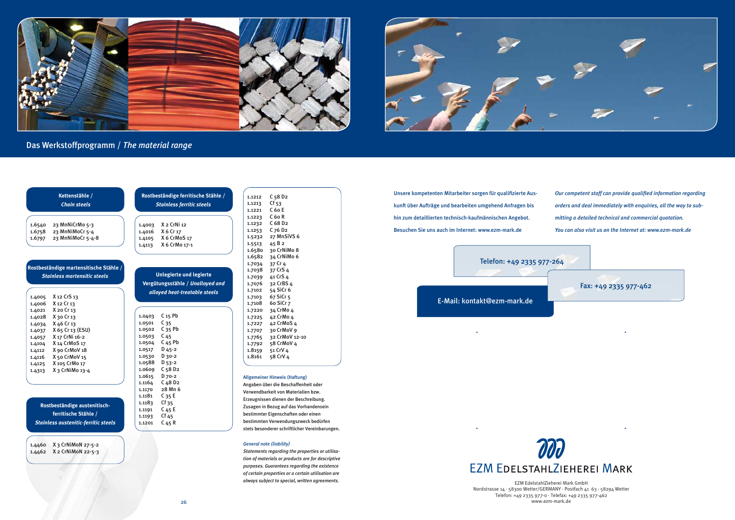## Das Werkstoffprogramm / *The material range*

### Kettenstähle / *Chain steels*

| | |
|---|---|
| 1.6540 | 23 MnNiCrMo 5-3 |
| 1.6758 | 23 MnNiMoCr 5-4 |
| 1.6797 | 23 MnNiMoCr 5-4-8 |

### Rostbeständige martensitische Stähle / *Stainless martensitic steels*

| | |
|---|---|
| 1.4005 | X 12 CrS 13 |
| 1.4006 | X 12 Cr 13 |
| 1.4021 | X 20 Cr 13 |
| 1.4028 | X 30 Cr 13 |
| 1.4034 | X 46 Cr 13 |
| 1.4037 | X 65 Cr 13 (ESU) |
| 1.4057 | X 17 CrNi 16-2 |
| 1.4104 | X 14 CrMoS 17 |
| 1.4112 | X 90 CrMoV 18 |
| 1.4116 | X 50 CrMoV 15 |
| 1.4125 | X 105 CrMo 17 |
| 1.4313 | X 3 CrNiMo 13-4 |

### Rostbeständige austenitisch-ferritische Stähle / *Stainless austenitic-ferritic steels*

| | |
|---|---|
| 1.4460 | X 3 CrNiMoN 27-5-2 |
| 1.4462 | X 2 CrNiMoN 22-5-3 |

### Rostbeständige ferritische Stähle / *Stainless ferritic steels*

| | |
|---|---|
| 1.4003 | X 2 CrNi 12 |
| 1.4016 | X 6 Cr 17 |
| 1.4105 | X 6 CrMoS 17 |
| 1.4113 | X 6 CrMo 17-1 |

### Unlegierte und legierte Vergütungsstähle / *Unalloyed and alloyed heat-treatable steels*

| | |
|---|---|
| 1.0403 | C 15 Pb |
| 1.0501 | C 35 |
| 1.0502 | C 35 Pb |
| 1.0503 | C 45 |
| 1.0504 | C 45 Pb |
| 1.0517 | D 45-2 |
| 1.0530 | D 30-2 |
| 1.0588 | D 53-2 |
| 1.0609 | C 58 D2 |
| 1.0615 | D 70-2 |
| 1.1164 | C 48 D2 |
| 1.1170 | 28 Mn 6 |
| 1.1181 | C 35 E |
| 1.1183 | Cf 35 |
| 1.1191 | C 45 E |
| 1.1193 | Cf 45 |
| 1.1201 | C 45 R |
| 1.1212 | C 58 D2 |
| 1.1213 | Cf 53 |
| 1.1221 | C 60 E |
| 1.1223 | C 60 R |
| 1.1232 | C 68 D2 |
| 1.1253 | C 76 D2 |
| 1.5232 | 27 MnSiVS 6 |
| 1.5513 | 45 B 2 |
| 1.6580 | 30 CrNiMo 8 |
| 1.6582 | 34 CrNiMo 6 |
| 1.7034 | 37 Cr 4 |
| 1.7038 | 37 CrS 4 |
| 1.7039 | 41 CrS 4 |
| 1.7076 | 32 CrBS 4 |
| 1.7102 | 54 SiCr 6 |
| 1.7103 | 67 SiCr 5 |
| 1.7108 | 60 SiCr 7 |
| 1.7220 | 34 CrMo 4 |
| 1.7225 | 42 CrMo 4 |
| 1.7227 | 42 CrMoS 4 |
| 1.7707 | 30 CrMoV 9 |
| 1.7765 | 32 CrMoV 12-10 |
| 1.7792 | 58 CrMoV 4 |
| 1.8159 | 51 CrV 4 |
| 1.8161 | 58 CrV 4 |

**Allgemeiner Hinweis (Haftung)**

Angaben über die Beschaffenheit oder Verwendbarkeit von Materialien bzw. Erzeugnissen dienen der Beschreibung. Zusagen in Bezug auf das Vorhandensein bestimmter Eigenschaften oder einen bestimmten Verwendungszweck bedürfen stets besonderer schriftlicher Vereinbarungen.

***General note (liability)***

*Statements regarding the properties or utilisation of materials or products are for descriptive purposes. Guarantees regarding the existence of certain properties or a certain utilisation are always subject to special, written agreements.*

Unsere kompetenten Mitarbeiter sorgen für qualifizierte Auskunft über Aufträge und bearbeiten umgehend Anfragen bis hin zum detaillierten technisch-kaufmännischen Angebot.

Besuchen Sie uns auch im Internet: www.ezm-mark.de

*Our competent staff can provide qualified information regarding orders and deal immediately with enquiries, all the way to submitting a detailed technical and commercial quotation.*

*You can also visit us on the Internet at: www.ezm-mark.de*

Telefon: +49 2335 977-264

E-Mail: kontakt@ezm-mark.de

Fax: +49 2335 977-462

EZM EdelstahlZieherei Mark

EZM EdelstahlZieherei Mark GmbH
Nordstrasse 14 · 58300 Wetter/GERMANY · Postfach 41 63 · 58294 Wetter
Telefon: +49 2335 977-0 · Telefax: +49 2335 977-462
www.ezm-mark.de